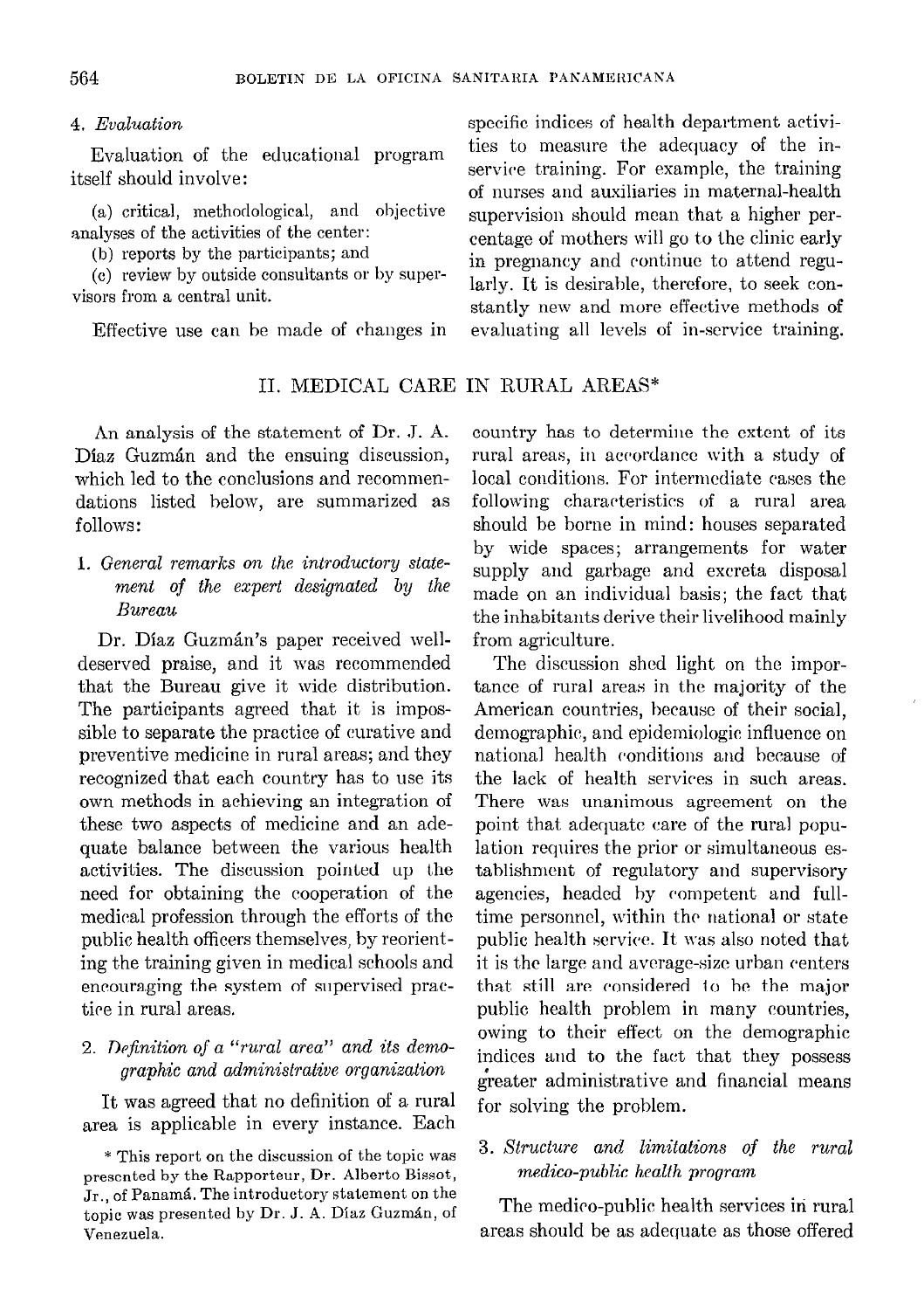### 4. *Evaluation*

Evaluation of the educational program itself should involve:

(a) critical, methodological, and objective analyses of the activities of the center:

(b) reports by the participants; and

(c) review by outside consultants or by supervisors from a central unit.

Effective use can be made of changes in specific indices of health department activities to measure the adequacy of the in-service training. For example, the training of nurses and auxiliaries in maternal-health supervision should mean that a higher percentage of mothers will go to the clinic early in pregnancy and continue to attend regularly. It is desirable, therefore, to seek constantly new and more effective methods of evaluating all levels of in-service training.

## II. MEDICAL CARE IN RURAL AREAS*

An analysis of the statement of Dr. J. A. Díaz Guzmán and the ensuing discussion, which led to the conclusions and recommendations listed below, are summarized as follows:

### 1. *General remarks on the introductory statement of the expert designated by the Bureau*

Dr. Díaz Guzmán's paper received well-deserved praise, and it was recommended that the Bureau give it wide distribution. The participants agreed that it is impossible to separate the practice of curative and preventive medicine in rural areas; and they recognized that each country has to use its own methods in achieving an integration of these two aspects of medicine and an adequate balance between the various health activities. The discussion pointed up the need for obtaining the cooperation of the medical profession through the efforts of the public health officers themselves, by reorienting the training given in medical schools and encouraging the system of supervised practice in rural areas.

### 2. *Definition of a "rural area" and its demographic and administrative organization*

It was agreed that no definition of a rural area is applicable in every instance. Each country has to determine the extent of its rural areas, in accordance with a study of local conditions. For intermediate cases the following characteristics of a rural area should be borne in mind: houses separated by wide spaces; arrangements for water supply and garbage and excreta disposal made on an individual basis; the fact that the inhabitants derive their livelihood mainly from agriculture.

The discussion shed light on the importance of rural areas in the majority of the American countries, because of their social, demographic, and epidemiologic influence on national health conditions and because of the lack of health services in such areas. There was unanimous agreement on the point that adequate care of the rural population requires the prior or simultaneous establishment of regulatory and supervisory agencies, headed by competent and full-time personnel, within the national or state public health service. It was also noted that it is the large and average-size urban centers that still are considered to be the major public health problem in many countries, owing to their effect on the demographic indices and to the fact that they possess greater administrative and financial means for solving the problem.

### 3. *Structure and limitations of the rural medico-public health program*

The medico-public health services in rural areas should be as adequate as those offered

\* This report on the discussion of the topic was presented by the Rapporteur, Dr. Alberto Bissot, Jr., of Panamá. The introductory statement on the topic was presented by Dr. J. A. Díaz Guzmán, of Venezuela.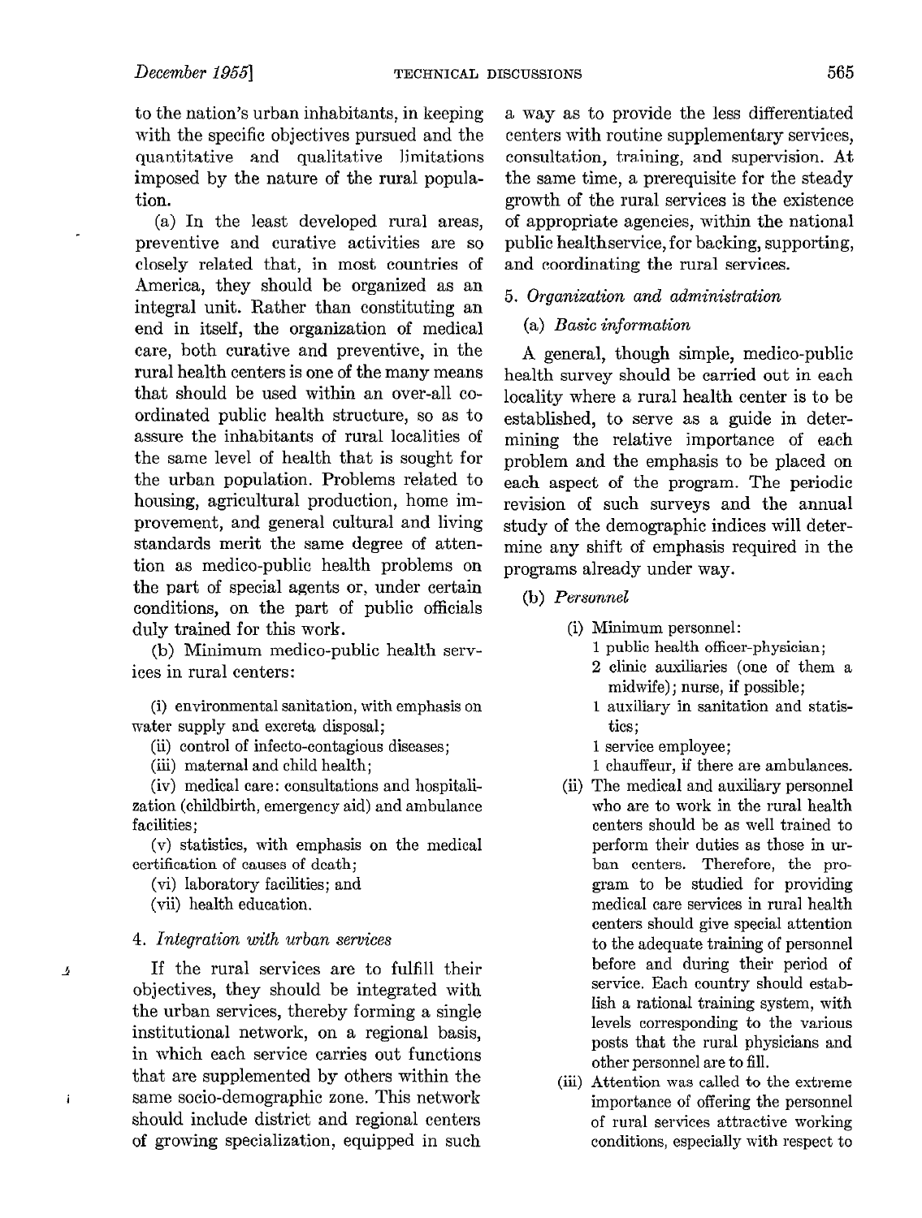to the nation's urban inhabitants, in keeping with the specific objectives pursued and the quantitative and qualitative limitations imposed by the nature of the rural population.

(a) In the least developed rural areas, preventive and curative activities are so closely related that, in most countries of America, they should be organized as an integral unit. Rather than constituting an end in itself, the organization of medical care, both curative and preventive, in the rural health centers is one of the many means that should be used within an over-all coordinated public health structure, so as to assure the inhabitants of rural localities of the same level of health that is sought for the urban population. Problems related to housing, agricultural production, home improvement, and general cultural and living standards merit the same degree of attention as medico-public health problems on the part of special agents or, under certain conditions, on the part of public officials duly trained for this work.

(b) Minimum medico-public health services in rural centers:

(i) environmental sanitation, with emphasis on water supply and excreta disposal;

(ii) control of infecto-contagious diseases;

(iii) maternal and child health;

(iv) medical care: consultations and hospitalization (childbirth, emergency aid) and ambulance facilities;

(v) statistics, with emphasis on the medical certification of causes of death;

(vi) laboratory facilities; and

(vii) health education.

### 4. *Integration with urban services*

If the rural services are to fulfill their objectives, they should be integrated with the urban services, thereby forming a single institutional network, on a regional basis, in which each service carries out functions that are supplemented by others within the same socio-demographic zone. This network should include district and regional centers of growing specialization, equipped in such a way as to provide the less differentiated centers with routine supplementary services, consultation, training, and supervision. At the same time, a prerequisite for the steady growth of the rural services is the existence of appropriate agencies, within the national public health service, for backing, supporting, and coordinating the rural services.

### 5. *Organization and administration*

#### (a) *Basic information*

A general, though simple, medico-public health survey should be carried out in each locality where a rural health center is to be established, to serve as a guide in determining the relative importance of each problem and the emphasis to be placed on each aspect of the program. The periodic revision of such surveys and the annual study of the demographic indices will determine any shift of emphasis required in the programs already under way.

#### (b) *Personnel*

(i) Minimum personnel:
- 1 public health officer-physician;
- 2 clinic auxiliaries (one of them a midwife); nurse, if possible;
- 1 auxiliary in sanitation and statistics;
- 1 service employee;
- 1 chauffeur, if there are ambulances.

(ii) The medical and auxiliary personnel who are to work in the rural health centers should be as well trained to perform their duties as those in urban centers. Therefore, the program to be studied for providing medical care services in rural health centers should give special attention to the adequate training of personnel before and during their period of service. Each country should establish a rational training system, with levels corresponding to the various posts that the rural physicians and other personnel are to fill.

(iii) Attention was called to the extreme importance of offering the personnel of rural services attractive working conditions, especially with respect to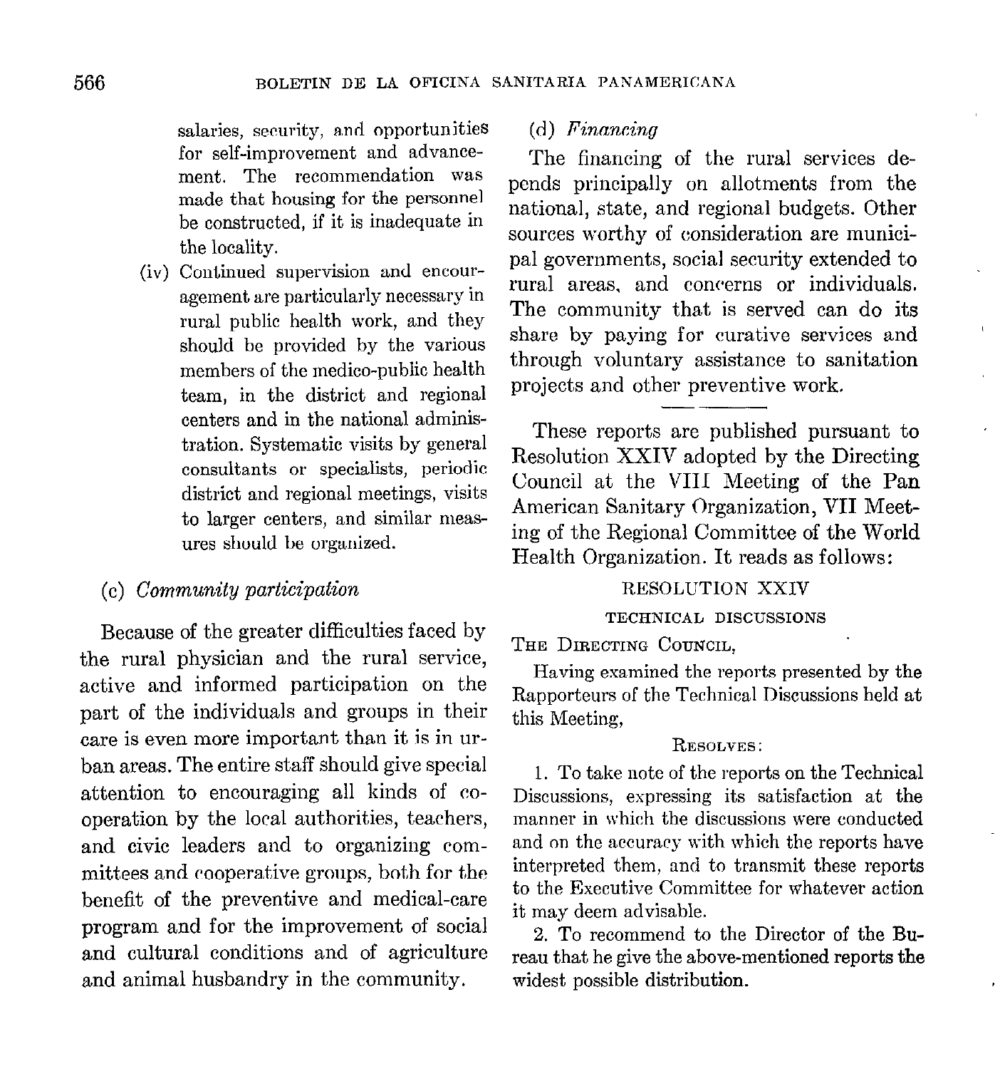salaries, security, and opportunities for self-improvement and advancement. The recommendation was made that housing for the personnel be constructed, if it is inadequate in the locality.

(iv) Continued supervision and encouragement are particularly necessary in rural public health work, and they should be provided by the various members of the medico-public health team, in the district and regional centers and in the national administration. Systematic visits by general consultants or specialists, periodic district and regional meetings, visits to larger centers, and similar measures should be organized.

(c) *Community participation*

Because of the greater difficulties faced by the rural physician and the rural service, active and informed participation on the part of the individuals and groups in their care is even more important than it is in urban areas. The entire staff should give special attention to encouraging all kinds of cooperation by the local authorities, teachers, and civic leaders and to organizing committees and cooperative groups, both for the benefit of the preventive and medical-care program and for the improvement of social and cultural conditions and of agriculture and animal husbandry in the community.

(d) *Financing*

The financing of the rural services depends principally on allotments from the national, state, and regional budgets. Other sources worthy of consideration are municipal governments, social security extended to rural areas, and concerns or individuals. The community that is served can do its share by paying for curative services and through voluntary assistance to sanitation projects and other preventive work.

---

These reports are published pursuant to Resolution XXIV adopted by the Directing Council at the VIII Meeting of the Pan American Sanitary Organization, VII Meeting of the Regional Committee of the World Health Organization. It reads as follows:

RESOLUTION XXIV

TECHNICAL DISCUSSIONS

THE DIRECTING COUNCIL,

Having examined the reports presented by the Rapporteurs of the Technical Discussions held at this Meeting,

RESOLVES:

1. To take note of the reports on the Technical Discussions, expressing its satisfaction at the manner in which the discussions were conducted and on the accuracy with which the reports have interpreted them, and to transmit these reports to the Executive Committee for whatever action it may deem advisable.

2. To recommend to the Director of the Bureau that he give the above-mentioned reports the widest possible distribution.